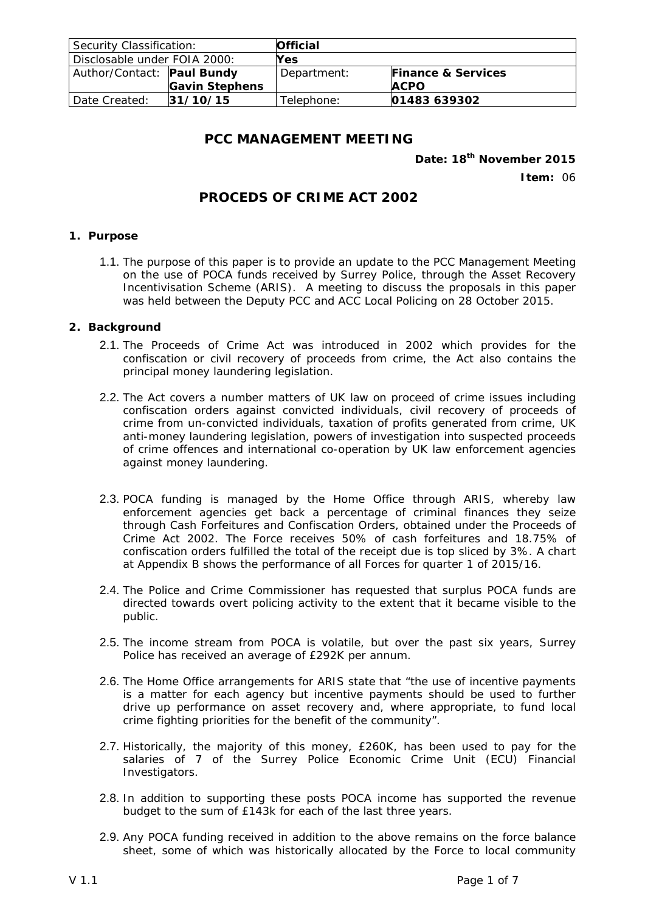| Security Classification: | | Official | |
|---|---|---|---|
| Disclosable under FOIA 2000: | | Yes | |
| Author/Contact: | **Paul Bundy** **Gavin Stephens** | Department: | **Finance & Services ACPO** |
| Date Created: | **31/10/15** | Telephone: | **01483 639302** |

# PCC MANAGEMENT MEETING

**Date: 18th November 2015**

**Item:** 06

# PROCEDS OF CRIME ACT 2002

## 1. Purpose

1.1. The purpose of this paper is to provide an update to the PCC Management Meeting on the use of POCA funds received by Surrey Police, through the Asset Recovery Incentivisation Scheme (ARIS). A meeting to discuss the proposals in this paper was held between the Deputy PCC and ACC Local Policing on 28 October 2015.

## 2. Background

2.1. The Proceeds of Crime Act was introduced in 2002 which provides for the confiscation or civil recovery of proceeds from crime, the Act also contains the principal money laundering legislation.

2.2. The Act covers a number matters of UK law on proceed of crime issues including confiscation orders against convicted individuals, civil recovery of proceeds of crime from un-convicted individuals, taxation of profits generated from crime, UK anti-money laundering legislation, powers of investigation into suspected proceeds of crime offences and international co-operation by UK law enforcement agencies against money laundering.

2.3. POCA funding is managed by the Home Office through ARIS, whereby law enforcement agencies get back a percentage of criminal finances they seize through Cash Forfeitures and Confiscation Orders, obtained under the Proceeds of Crime Act 2002. The Force receives 50% of cash forfeitures and 18.75% of confiscation orders fulfilled the total of the receipt due is top sliced by 3%. A chart at Appendix B shows the performance of all Forces for quarter 1 of 2015/16.

2.4. The Police and Crime Commissioner has requested that surplus POCA funds are directed towards overt policing activity to the extent that it became visible to the public.

2.5. The income stream from POCA is volatile, but over the past six years, Surrey Police has received an average of £292K per annum.

2.6. The Home Office arrangements for ARIS state that "the use of incentive payments is a matter for each agency but incentive payments should be used to further drive up performance on asset recovery and, where appropriate, to fund local crime fighting priorities for the benefit of the community".

2.7. Historically, the majority of this money, £260K, has been used to pay for the salaries of 7 of the Surrey Police Economic Crime Unit (ECU) Financial Investigators.

2.8. In addition to supporting these posts POCA income has supported the revenue budget to the sum of £143k for each of the last three years.

2.9. Any POCA funding received in addition to the above remains on the force balance sheet, some of which was historically allocated by the Force to local community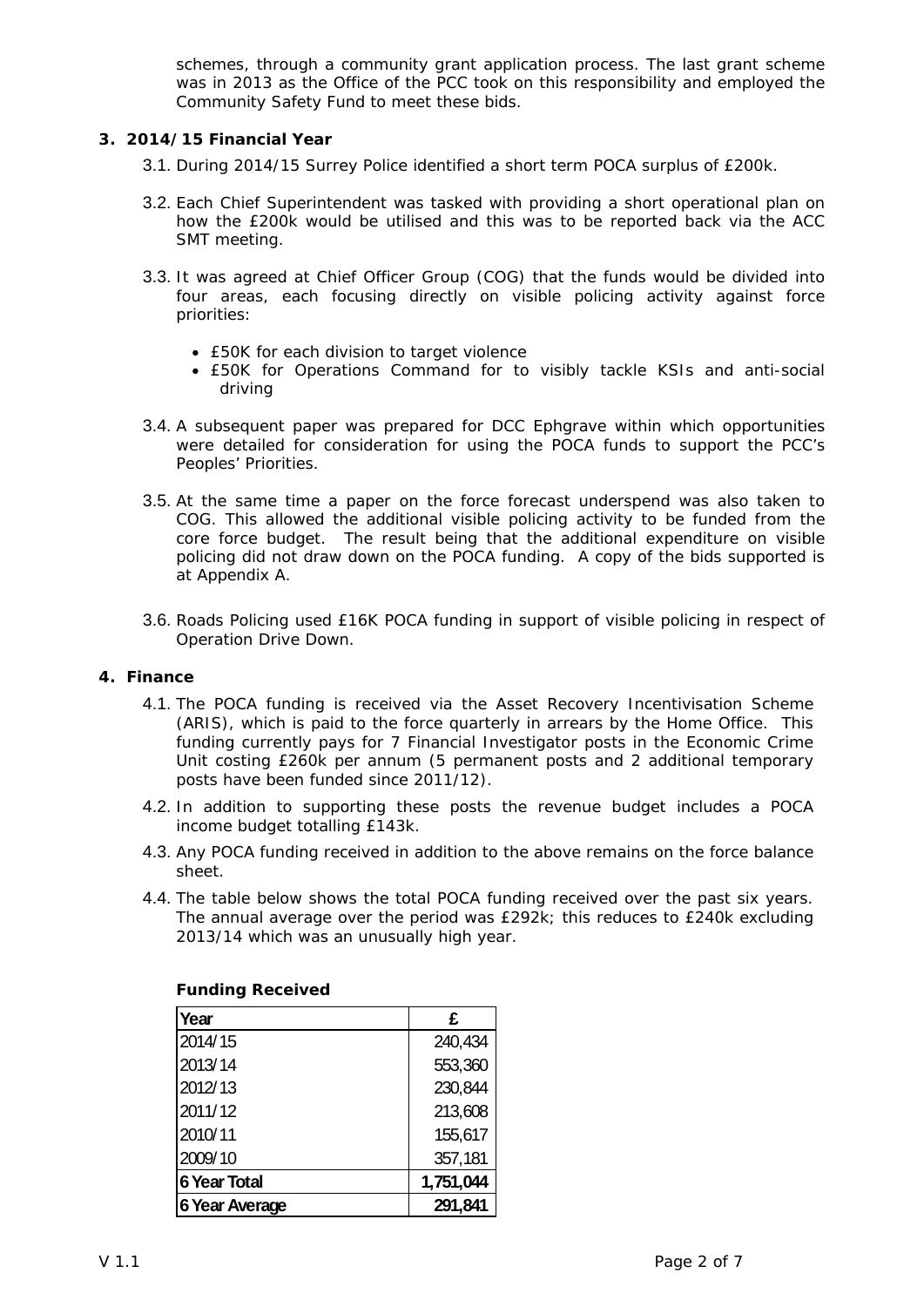schemes, through a community grant application process. The last grant scheme was in 2013 as the Office of the PCC took on this responsibility and employed the Community Safety Fund to meet these bids.

## 3. 2014/15 Financial Year

3.1. During 2014/15 Surrey Police identified a short term POCA surplus of £200k.

3.2. Each Chief Superintendent was tasked with providing a short operational plan on how the £200k would be utilised and this was to be reported back via the ACC SMT meeting.

3.3. It was agreed at Chief Officer Group (COG) that the funds would be divided into four areas, each focusing directly on visible policing activity against force priorities:

- £50K for each division to target violence
- £50K for Operations Command for to visibly tackle KSIs and anti-social driving

3.4. A subsequent paper was prepared for DCC Ephgrave within which opportunities were detailed for consideration for using the POCA funds to support the PCC's Peoples' Priorities.

3.5. At the same time a paper on the force forecast underspend was also taken to COG. This allowed the additional visible policing activity to be funded from the core force budget. The result being that the additional expenditure on visible policing did not draw down on the POCA funding. A copy of the bids supported is at Appendix A.

3.6. Roads Policing used £16K POCA funding in support of visible policing in respect of Operation Drive Down.

## 4. Finance

4.1. The POCA funding is received via the Asset Recovery Incentivisation Scheme (ARIS), which is paid to the force quarterly in arrears by the Home Office. This funding currently pays for 7 Financial Investigator posts in the Economic Crime Unit costing £260k per annum (5 permanent posts and 2 additional temporary posts have been funded since 2011/12).

4.2. In addition to supporting these posts the revenue budget includes a POCA income budget totalling £143k.

4.3. Any POCA funding received in addition to the above remains on the force balance sheet.

4.4. The table below shows the total POCA funding received over the past six years. The annual average over the period was £292k; this reduces to £240k excluding 2013/14 which was an unusually high year.

**Funding Received**

| Year | £ |
|---|---|
| 2014/15 | 240,434 |
| 2013/14 | 553,360 |
| 2012/13 | 230,844 |
| 2011/12 | 213,608 |
| 2010/11 | 155,617 |
| 2009/10 | 357,181 |
| **6 Year Total** | **1,751,044** |
| **6 Year Average** | **291,841** |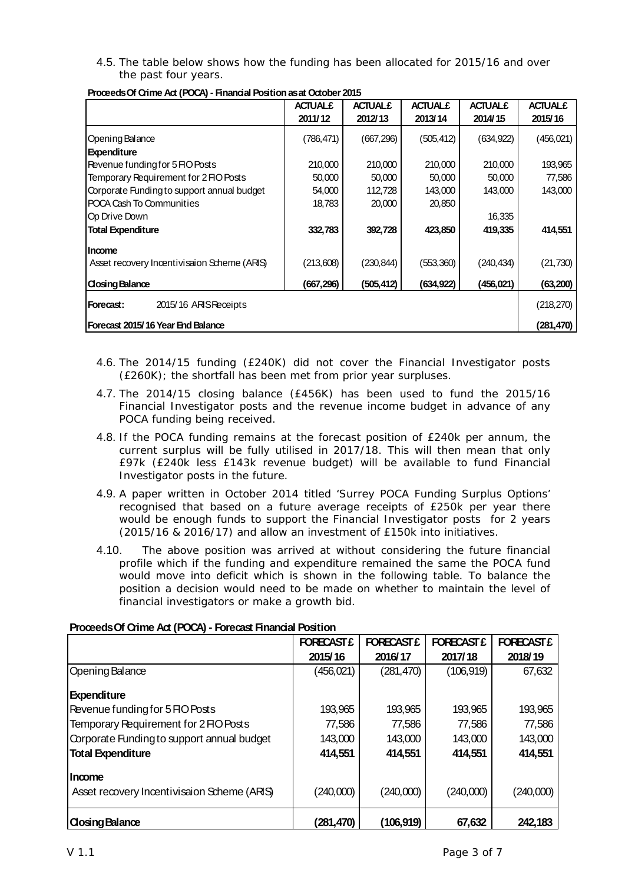4.5. The table below shows how the funding has been allocated for 2015/16 and over the past four years.

**Proceeds Of Crime Act (POCA) - Financial Position as at October 2015**

| | ACTUAL £ 2011/12 | ACTUAL £ 2012/13 | ACTUAL £ 2013/14 | ACTUAL £ 2014/15 | ACTUAL £ 2015/16 |
|---|---|---|---|---|---|
| Opening Balance | (786,471) | (667,296) | (505,412) | (634,922) | (456,021) |
| **Expenditure** | | | | | |
| Revenue funding for 5 FIO Posts | 210,000 | 210,000 | 210,000 | 210,000 | 193,965 |
| Temporary Requirement for 2 FIO Posts | 50,000 | 50,000 | 50,000 | 50,000 | 77,586 |
| Corporate Funding to support annual budget | 54,000 | 112,728 | 143,000 | 143,000 | 143,000 |
| POCA Cash To Communities | 18,783 | 20,000 | 20,850 | | |
| Op Drive Down | | | | 16,335 | |
| **Total Expenditure** | **332,783** | **392,728** | **423,850** | **419,335** | **414,551** |
| **Income** | | | | | |
| Asset recovery Incentivisaion Scheme (ARIS) | (213,608) | (230,844) | (553,360) | (240,434) | (21,730) |
| **Closing Balance** | **(667,296)** | **(505,412)** | **(634,922)** | **(456,021)** | **(63,200)** |
| **Forecast:** 2015/16 ARIS Receipts | | | | | (218,270) |
| **Forecast 2015/16 Year End Balance** | | | | | **(281,470)** |

4.6. The 2014/15 funding (£240K) did not cover the Financial Investigator posts (£260K); the shortfall has been met from prior year surpluses.

4.7. The 2014/15 closing balance (£456K) has been used to fund the 2015/16 Financial Investigator posts and the revenue income budget in advance of any POCA funding being received.

4.8. If the POCA funding remains at the forecast position of £240k per annum, the current surplus will be fully utilised in 2017/18. This will then mean that only £97k (£240k less £143k revenue budget) will be available to fund Financial Investigator posts in the future.

4.9. A paper written in October 2014 titled 'Surrey POCA Funding Surplus Options' recognised that based on a future average receipts of £250k per year there would be enough funds to support the Financial Investigator posts for 2 years (2015/16 & 2016/17) and allow an investment of £150k into initiatives.

4.10. The above position was arrived at without considering the future financial profile which if the funding and expenditure remained the same the POCA fund would move into deficit which is shown in the following table. To balance the position a decision would need to be made on whether to maintain the level of financial investigators or make a growth bid.

**Proceeds Of Crime Act (POCA) - Forecast Financial Position**

| | FORECAST £ 2015/16 | FORECAST £ 2016/17 | FORECAST £ 2017/18 | FORECAST £ 2018/19 |
|---|---|---|---|---|
| Opening Balance | (456,021) | (281,470) | (106,919) | 67,632 |
| **Expenditure** | | | | |
| Revenue funding for 5 FIO Posts | 193,965 | 193,965 | 193,965 | 193,965 |
| Temporary Requirement for 2 FIO Posts | 77,586 | 77,586 | 77,586 | 77,586 |
| Corporate Funding to support annual budget | 143,000 | 143,000 | 143,000 | 143,000 |
| **Total Expenditure** | **414,551** | **414,551** | **414,551** | **414,551** |
| **Income** | | | | |
| Asset recovery Incentivisaion Scheme (ARIS) | (240,000) | (240,000) | (240,000) | (240,000) |
| **Closing Balance** | **(281,470)** | **(106,919)** | **67,632** | **242,183** |

V 1.1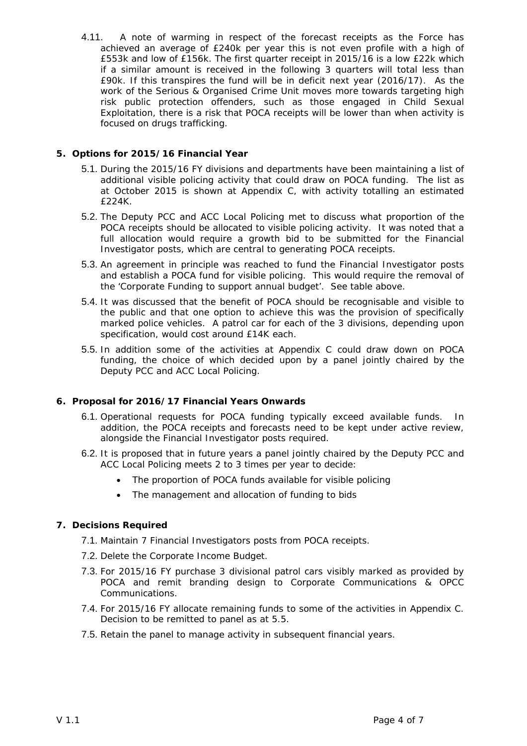4.11. A note of warming in respect of the forecast receipts as the Force has achieved an average of £240k per year this is not even profile with a high of £553k and low of £156k. The first quarter receipt in 2015/16 is a low £22k which if a similar amount is received in the following 3 quarters will total less than £90k. If this transpires the fund will be in deficit next year (2016/17). As the work of the Serious & Organised Crime Unit moves more towards targeting high risk public protection offenders, such as those engaged in Child Sexual Exploitation, there is a risk that POCA receipts will be lower than when activity is focused on drugs trafficking.

## 5. Options for 2015/16 Financial Year

5.1. During the 2015/16 FY divisions and departments have been maintaining a list of additional visible policing activity that could draw on POCA funding. The list as at October 2015 is shown at Appendix C, with activity totalling an estimated £224K.

5.2. The Deputy PCC and ACC Local Policing met to discuss what proportion of the POCA receipts should be allocated to visible policing activity. It was noted that a full allocation would require a growth bid to be submitted for the Financial Investigator posts, which are central to generating POCA receipts.

5.3. An agreement in principle was reached to fund the Financial Investigator posts and establish a POCA fund for visible policing. This would require the removal of the 'Corporate Funding to support annual budget'. See table above.

5.4. It was discussed that the benefit of POCA should be recognisable and visible to the public and that one option to achieve this was the provision of specifically marked police vehicles. A patrol car for each of the 3 divisions, depending upon specification, would cost around £14K each.

5.5. In addition some of the activities at Appendix C could draw down on POCA funding, the choice of which decided upon by a panel jointly chaired by the Deputy PCC and ACC Local Policing.

## 6. Proposal for 2016/17 Financial Years Onwards

6.1. Operational requests for POCA funding typically exceed available funds. In addition, the POCA receipts and forecasts need to be kept under active review, alongside the Financial Investigator posts required.

6.2. It is proposed that in future years a panel jointly chaired by the Deputy PCC and ACC Local Policing meets 2 to 3 times per year to decide:

- The proportion of POCA funds available for visible policing
- The management and allocation of funding to bids

## 7. Decisions Required

7.1. Maintain 7 Financial Investigators posts from POCA receipts.

7.2. Delete the Corporate Income Budget.

7.3. For 2015/16 FY purchase 3 divisional patrol cars visibly marked as provided by POCA and remit branding design to Corporate Communications & OPCC Communications.

7.4. For 2015/16 FY allocate remaining funds to some of the activities in Appendix C. Decision to be remitted to panel as at 5.5.

7.5. Retain the panel to manage activity in subsequent financial years.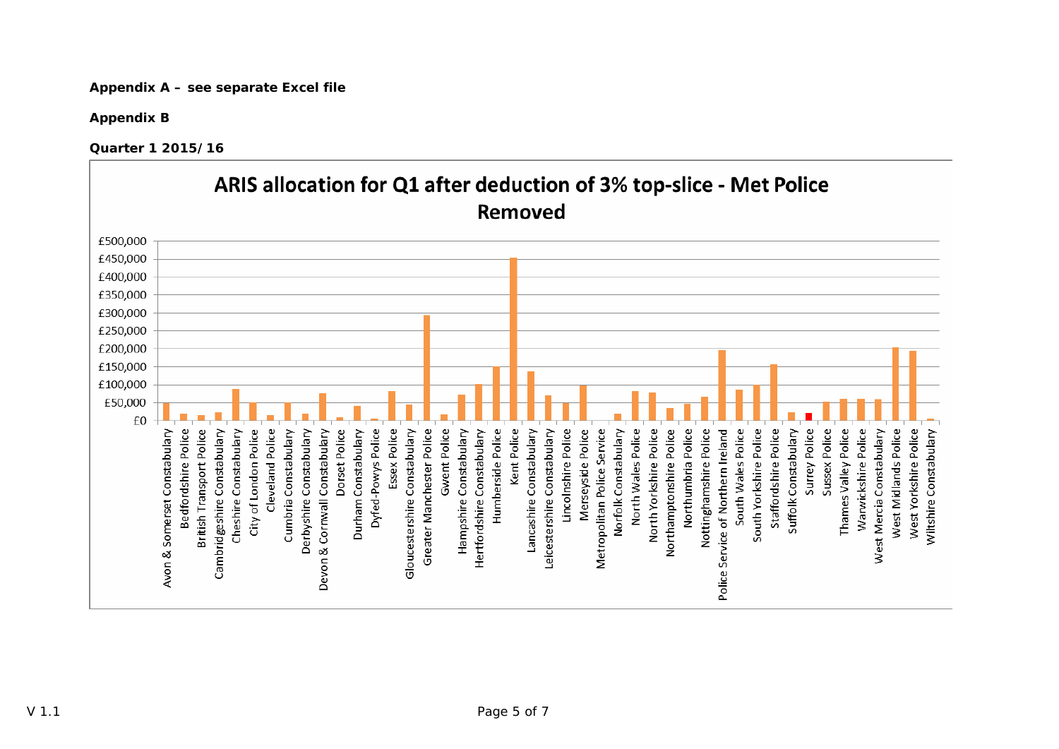**Appendix A – see separate Excel file**

**Appendix B**

**Quarter 1 2015/16**

ARIS allocation for Q1 after deduction of 3% top-slice - Met Police Removed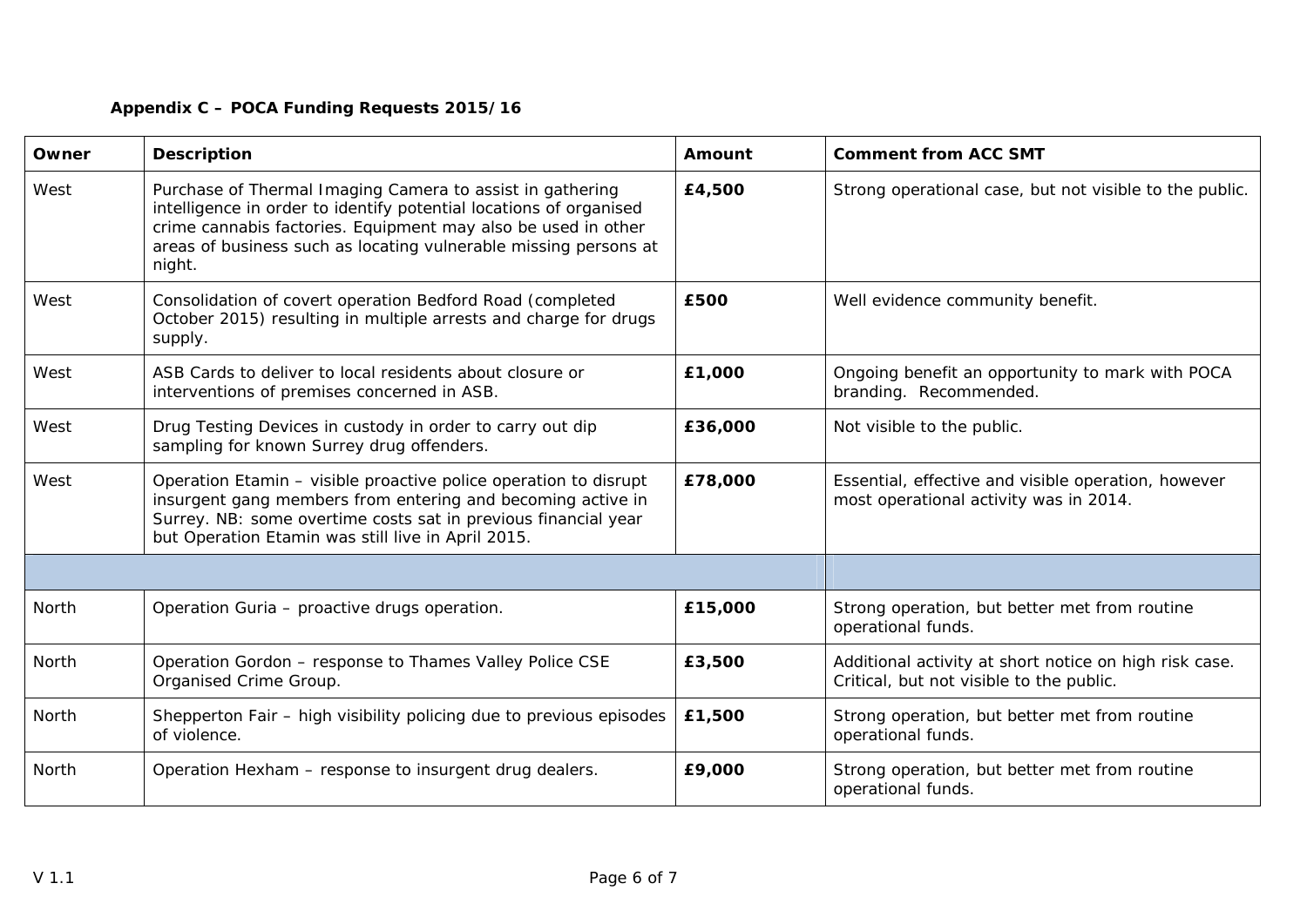**Appendix C – POCA Funding Requests 2015/16**

| Owner | Description | Amount | Comment from ACC SMT |
|---|---|---|---|
| West | Purchase of Thermal Imaging Camera to assist in gathering intelligence in order to identify potential locations of organised crime cannabis factories. Equipment may also be used in other areas of business such as locating vulnerable missing persons at night. | **£4,500** | Strong operational case, but not visible to the public. |
| West | Consolidation of covert operation Bedford Road (completed October 2015) resulting in multiple arrests and charge for drugs supply. | **£500** | Well evidence community benefit. |
| West | ASB Cards to deliver to local residents about closure or interventions of premises concerned in ASB. | **£1,000** | Ongoing benefit an opportunity to mark with POCA branding. Recommended. |
| West | Drug Testing Devices in custody in order to carry out dip sampling for known Surrey drug offenders. | **£36,000** | Not visible to the public. |
| West | Operation Etamin – visible proactive police operation to disrupt insurgent gang members from entering and becoming active in Surrey. NB: some overtime costs sat in previous financial year but Operation Etamin was still live in April 2015. | **£78,000** | Essential, effective and visible operation, however most operational activity was in 2014. |
| | | | |
| North | Operation Guria – proactive drugs operation. | **£15,000** | Strong operation, but better met from routine operational funds. |
| North | Operation Gordon – response to Thames Valley Police CSE Organised Crime Group. | **£3,500** | Additional activity at short notice on high risk case. Critical, but not visible to the public. |
| North | Shepperton Fair – high visibility policing due to previous episodes of violence. | **£1,500** | Strong operation, but better met from routine operational funds. |
| North | Operation Hexham – response to insurgent drug dealers. | **£9,000** | Strong operation, but better met from routine operational funds. |

V 1.1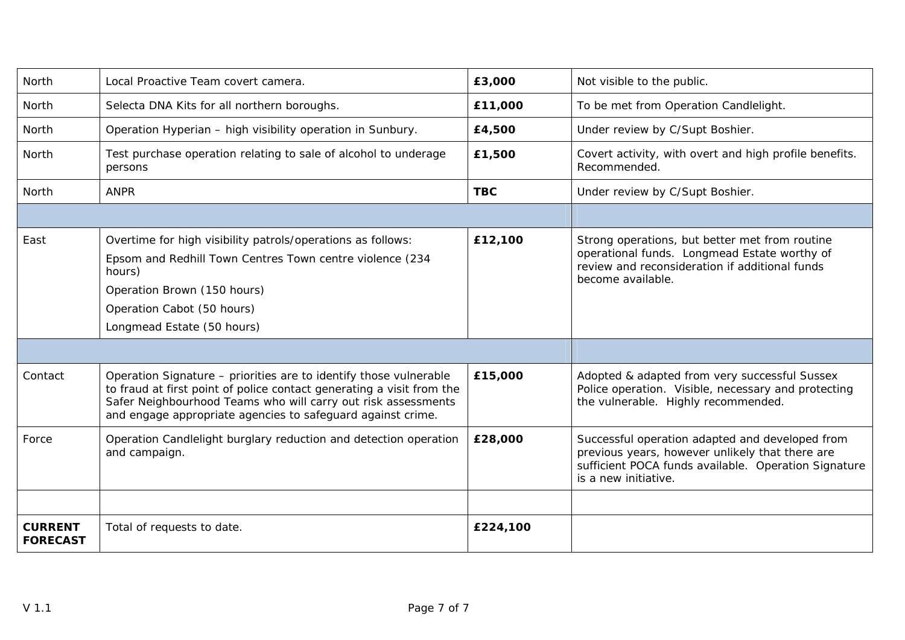| | | | |
|---|---|---|---|
| North | Local Proactive Team covert camera. | **£3,000** | Not visible to the public. |
| North | Selecta DNA Kits for all northern boroughs. | **£11,000** | To be met from Operation Candlelight. |
| North | Operation Hyperian – high visibility operation in Sunbury. | **£4,500** | Under review by C/Supt Boshier. |
| North | Test purchase operation relating to sale of alcohol to underage persons | **£1,500** | Covert activity, with overt and high profile benefits. Recommended. |
| North | ANPR | **TBC** | Under review by C/Supt Boshier. |
| | | | |
| East | Overtime for high visibility patrols/operations as follows:<br>Epsom and Redhill Town Centres Town centre violence (234 hours)<br>Operation Brown (150 hours)<br>Operation Cabot (50 hours)<br>Longmead Estate (50 hours) | **£12,100** | Strong operations, but better met from routine operational funds. Longmead Estate worthy of review and reconsideration if additional funds become available. |
| | | | |
| Contact | Operation Signature – priorities are to identify those vulnerable to fraud at first point of police contact generating a visit from the Safer Neighbourhood Teams who will carry out risk assessments and engage appropriate agencies to safeguard against crime. | **£15,000** | Adopted & adapted from very successful Sussex Police operation. Visible, necessary and protecting the vulnerable. Highly recommended. |
| Force | Operation Candlelight burglary reduction and detection operation and campaign. | **£28,000** | Successful operation adapted and developed from previous years, however unlikely that there are sufficient POCA funds available. Operation Signature is a new initiative. |
| | | | |
| **CURRENT FORECAST** | Total of requests to date. | **£224,100** | |

V 1.1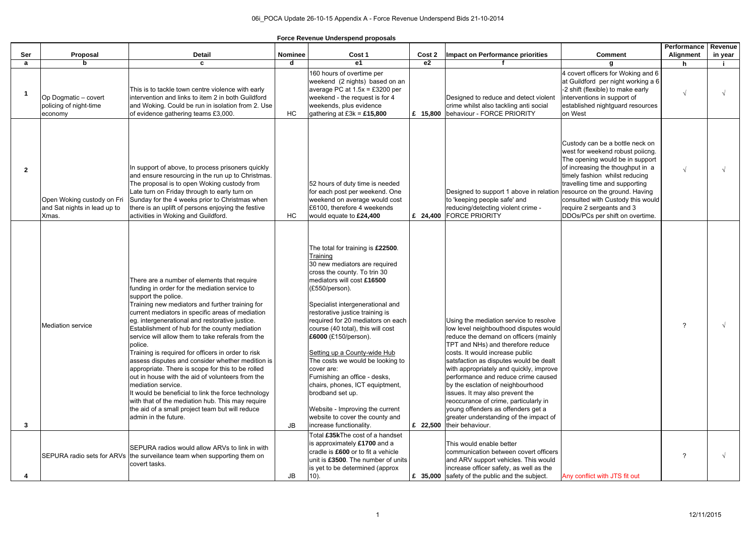**Force Revenue Underspend proposals**

| Ser | Proposal | Detail | Nominee | Cost 1 | Cost 2 | Impact on Performance priorities | Comment | Performance Alignment | Revenue in year |
|---|---|---|---|---|---|---|---|---|---|
| a | b | c | d | e1 | e2 | f | g | h | i |
| 1 | Op Dogmatic – covert policing of night-time economy | This is to tackle town centre violence with early intervention and links to item 2 in both Guildford and Woking. Could be run in isolation from 2. Use of evidence gathering teams £3,000. | HC | 160 hours of overtime per weekend (2 nights) based on an average PC at 1.5x = £3200 per weekend - the request is for 4 weekends, plus evidence gathering at £3k = **£15,800** | £ 15,800 | Designed to reduce and detect violent crime whilst also tackling anti social behaviour - FORCE PRIORITY | 4 covert officers for Woking and 6 at Guildford per night working a 6-2 shift (flexible) to make early interventions in support of established nightguard resources on West | √ | √ |
| 2 | Open Woking custody on Fri and Sat nights in lead up to Xmas. | In support of above, to process prisoners quickly and ensure resourcing in the run up to Christmas. The proposal is to open Woking custody from Late turn on Friday through to early turn on Sunday for the 4 weeks prior to Christmas when there is an uplift of persons enjoying the festive activities in Woking and Guildford. | HC | 52 hours of duty time is needed for each post per weekend. One weekend on average would cost £6100, therefore 4 weekends would equate to **£24,400** | £ 24,400 | Designed to support 1 above in relation to 'keeping people safe' and reducing/detecting violent crime - FORCE PRIORITY | Custody can be a bottle neck on west for weekend robust poiicng. The opening would be in support of increasing the thoughput in a timely fashion whilst reducing travelling time and supporting resource on the ground. Having consulted with Custody this would require 2 sergeants and 3 DDOs/PCs per shift on overtime. | √ | √ |
| 3 | Mediation service | There are a number of elements that require funding in order for the mediation service to support the police.<br>Training new mediators and further training for current mediators in specific areas of mediation eg. intergenerational and restorative justice.<br>Establishment of hub for the county mediation service will allow them to take referals from the police.<br>Training is required for officers in order to risk assess disputes and consider whether medition is appropriate. There is scope for this to be rolled out in house with the aid of volunteers from the mediation service.<br>It would be beneficial to link the force technology with that of the mediation hub. This may require the aid of a small project team but will reduce admin in the future. | JB | The total for training is **£22500**.<br>Training<br>30 new mediators are required cross the county. To trin 30 mediators will cost **£16500** (£550/person).<br>Specialist intergenerational and restorative justice training is required for 20 mediators on each course (40 total), this will cost **£6000** (£150/person).<br>Setting up a County-wide Hub<br>The costs we would be looking to cover are:<br>Furnishing an office - desks, chairs, phones, ICT equiptment, brodband set up.<br>Website - Improving the current website to cover the county and increase functionality. | £ 22,500 | Using the mediation service to resolve low level neighbouthood disputes would reduce the demand on officers (mainly TPT and NHs) and therefore reduce costs. It would increase public satsfaction as disputes would be dealt with appropriately and quickly, improve performance and reduce crime caused by the esclation of neighbourhood issues. It may also prevent the reoccurance of crime, particularly in young offenders as offenders get a greater understanding of the impact of their behaviour. | | ? | √ |
| 4 | SEPURA radio sets for ARVs | SEPURA radios would allow ARVs to link in with the surveilance team when supporting them on covert tasks. | JB | Total **£35k**The cost of a handset is approximately **£1700** and a cradle is **£600** or to fit a vehicle unit is **£3500**. The number of units is yet to be determined (approx 10). | £ 35,000 | This would enable better communication between covert officers and ARV support vehicles. This would increase officer safety, as well as the safety of the public and the subject. | Any conflict with JTS fit out | ? | √ |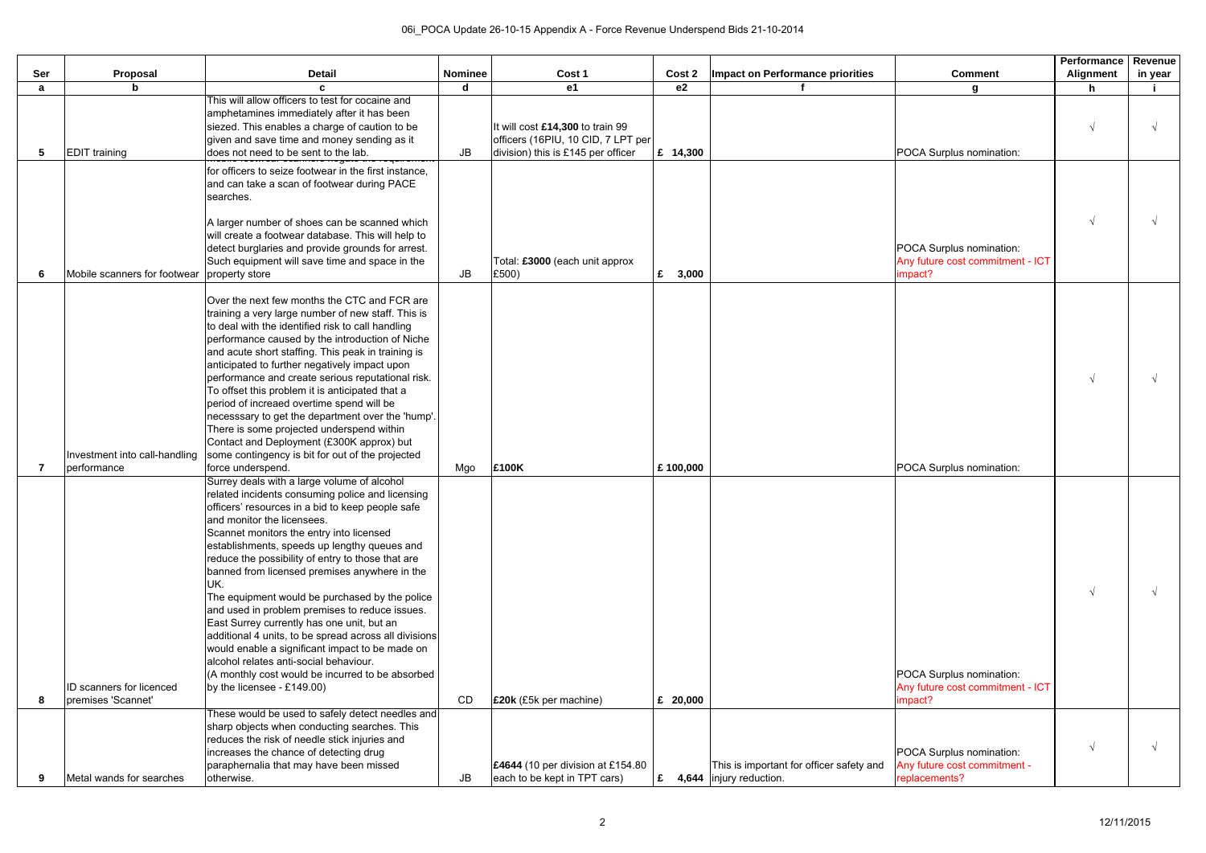| Ser | Proposal | Detail | Nominee | Cost 1 | Cost 2 | Impact on Performance priorities | Comment | Performance Alignment | Revenue in year |
|---|---|---|---|---|---|---|---|---|---|
| a | b | c | d | e1 | e2 | f | g | h | i |
| 5 | EDIT training | This will allow officers to test for cocaine and amphetamines immediately after it has been siezed. This enables a charge of caution to be given and save time and money sending as it does not need to be sent to the lab. | JB | It will cost **£14,300** to train 99 officers (16PIU, 10 CID, 7 LPT per division) this is £145 per officer | £ 14,300 | | POCA Surplus nomination: | √ | √ |
| 6 | Mobile scanners for footwear | Mobile footwear scanners negate the requirement for officers to seize footwear in the first instance, and can take a scan of footwear during PACE searches.<br><br>A larger number of shoes can be scanned which will create a footwear database. This will help to detect burglaries and provide grounds for arrest. Such equipment will save time and space in the property store | JB | Total: **£3000** (each unit approx £500) | £ 3,000 | | POCA Surplus nomination: Any future cost commitment - ICT impact? | √ | √ |
| 7 | Investment into call-handling performance | Over the next few months the CTC and FCR are training a very large number of new staff. This is to deal with the identified risk to call handling performance caused by the introduction of Niche and acute short staffing. This peak in training is anticipated to further negatively impact upon performance and create serious reputational risk. To offset this problem it is anticipated that a period of increaed overtime spend will be necesssary to get the department over the 'hump'. There is some projected underspend within Contact and Deployment (£300K approx) but some contingency is bit for out of the projected force underspend. | Mgo | **£100K** | £ 100,000 | | POCA Surplus nomination: | √ | √ |
| 8 | ID scanners for licenced premises 'Scannet' | Surrey deals with a large volume of alcohol related incidents consuming police and licensing officers' resources in a bid to keep people safe and monitor the licensees.<br>Scannet monitors the entry into licensed establishments, speeds up lengthy queues and reduce the possibility of entry to those that are banned from licensed premises anywhere in the UK.<br>The equipment would be purchased by the police and used in problem premises to reduce issues. East Surrey currently has one unit, but an additional 4 units, to be spread across all divisions would enable a significant impact to be made on alcohol relates anti-social behaviour.<br>(A monthly cost would be incurred to be absorbed by the licensee - £149.00) | CD | **£20k** (£5k per machine) | £ 20,000 | | POCA Surplus nomination: Any future cost commitment - ICT impact? | √ | √ |
| 9 | Metal wands for searches | These would be used to safely detect needles and sharp objects when conducting searches. This reduces the risk of needle stick injuries and increases the chance of detecting drug paraphernalia that may have been missed otherwise. | JB | **£4644** (10 per division at £154.80 each to be kept in TPT cars) | £ 4,644 | This is important for officer safety and injury reduction. | POCA Surplus nomination: Any future cost commitment - replacements? | √ | √ |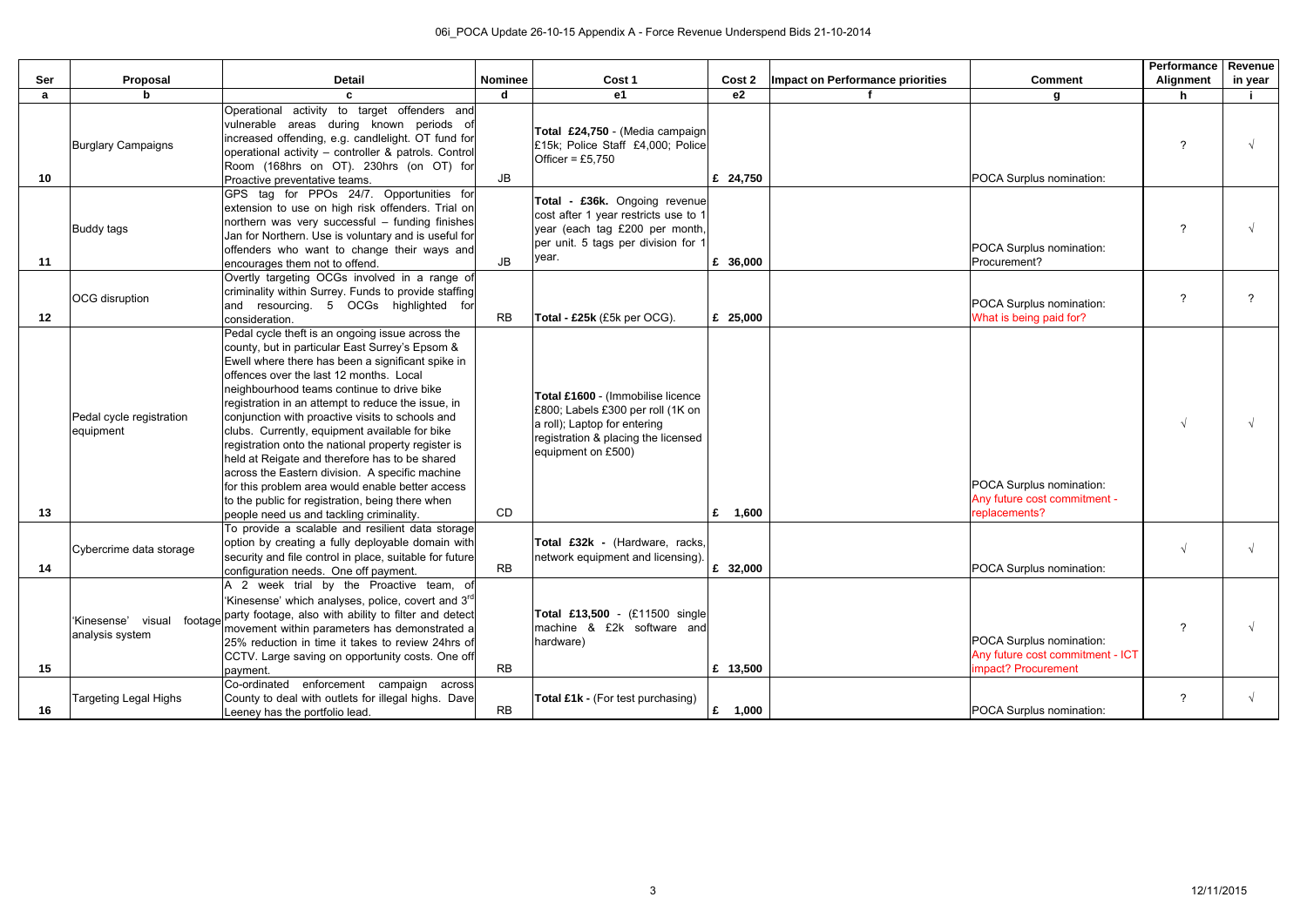| Ser | Proposal | Detail | Nominee | Cost 1 | Cost 2 | Impact on Performance priorities | Comment | Performance Alignment | Revenue in year |
|---|---|---|---|---|---|---|---|---|---|
| a | b | c | d | e1 | e2 | f | g | h | i |
| 10 | Burglary Campaigns | Operational activity to target offenders and vulnerable areas during known periods of increased offending, e.g. candlelight. OT fund for operational activity – controller & patrols. Control Room (168hrs on OT). 230hrs (on OT) for Proactive preventative teams. | JB | **Total £24,750** - (Media campaign £15k; Police Staff £4,000; Police Officer = £5,750 | £ 24,750 | | POCA Surplus nomination: | ? | √ |
| 11 | Buddy tags | GPS tag for PPOs 24/7. Opportunities for extension to use on high risk offenders. Trial on northern was very successful – funding finishes Jan for Northern. Use is voluntary and is useful for offenders who want to change their ways and encourages them not to offend. | JB | **Total - £36k.** Ongoing revenue cost after 1 year restricts use to 1 year (each tag £200 per month, per unit. 5 tags per division for 1 year. | £ 36,000 | | POCA Surplus nomination: Procurement? | ? | √ |
| 12 | OCG disruption | Overtly targeting OCGs involved in a range of criminality within Surrey. Funds to provide staffing and resourcing. 5 OCGs highlighted for consideration. | RB | **Total - £25k** (£5k per OCG). | £ 25,000 | | POCA Surplus nomination: What is being paid for? | ? | ? |
| 13 | Pedal cycle registration equipment | Pedal cycle theft is an ongoing issue across the county, but in particular East Surrey's Epsom & Ewell where there has been a significant spike in offences over the last 12 months. Local neighbourhood teams continue to drive bike registration in an attempt to reduce the issue, in conjunction with proactive visits to schools and clubs. Currently, equipment available for bike registration onto the national property register is held at Reigate and therefore has to be shared across the Eastern division. A specific machine for this problem area would enable better access to the public for registration, being there when people need us and tackling criminality. | CD | **Total £1600** - (Immobilise licence £800; Labels £300 per roll (1K on a roll); Laptop for entering registration & placing the licensed equipment on £500) | £ 1,600 | | POCA Surplus nomination: Any future cost commitment - replacements? | √ | √ |
| 14 | Cybercrime data storage | To provide a scalable and resilient data storage option by creating a fully deployable domain with security and file control in place, suitable for future configuration needs. One off payment. | RB | **Total £32k** - (Hardware, racks, network equipment and licensing). | £ 32,000 | | POCA Surplus nomination: | √ | √ |
| 15 | 'Kinesense' visual footage analysis system | A 2 week trial by the Proactive team, of 'Kinesense' which analyses, police, covert and 3rd party footage, also with ability to filter and detect movement within parameters has demonstrated a 25% reduction in time it takes to review 24hrs of CCTV. Large saving on opportunity costs. One off payment. | RB | **Total £13,500** - (£11500 single machine & £2k software and hardware) | £ 13,500 | | POCA Surplus nomination: Any future cost commitment - ICT impact? Procurement | ? | √ |
| 16 | Targeting Legal Highs | Co-ordinated enforcement campaign across County to deal with outlets for illegal highs. Dave Leeney has the portfolio lead. | RB | **Total £1k** - (For test purchasing) | £ 1,000 | | POCA Surplus nomination: | ? | √ |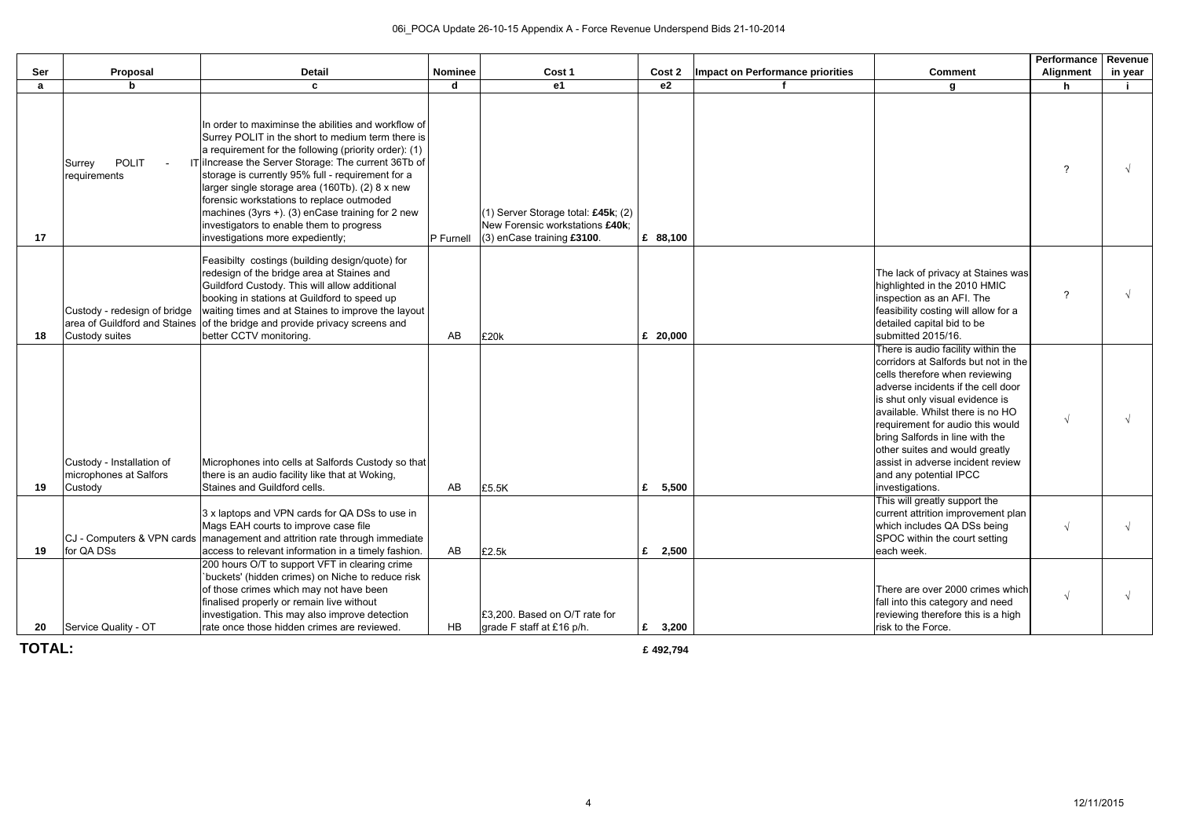| Ser | Proposal | Detail | Nominee | Cost 1 | Cost 2 | Impact on Performance priorities | Comment | Performance Alignment | Revenue in year |
|---|---|---|---|---|---|---|---|---|---|
| a | b | c | d | e1 | e2 | f | g | h | i |
| 17 | Surrey POLIT - IT requirements | In order to maximinse the abilities and workflow of Surrey POLIT in the short to medium term there is a requirement for the following (priority order): (1) iIncrease the Server Storage: The current 36Tb of storage is currently 95% full - requirement for a larger single storage area (160Tb). (2) 8 x new forensic workstations to replace outmoded machines (3yrs +). (3) enCase training for 2 new investigators to enable them to progress investigations more expediently; | P Furnell | (1) Server Storage total: **£45k**; (2) New Forensic workstations **£40k**; (3) enCase training **£3100**. | £ 88,100 | | | ? | √ |
| 18 | Custody - redesign of bridge area of Guildford and Staines Custody suites | Feasibilty costings (building design/quote) for redesign of the bridge area at Staines and Guildford Custody. This will allow additional booking in stations at Guildford to speed up waiting times and at Staines to improve the layout of the bridge and provide privacy screens and better CCTV monitoring. | AB | £20k | £ 20,000 | | The lack of privacy at Staines was highlighted in the 2010 HMIC inspection as an AFI. The feasibility costing will allow for a detailed capital bid to be submitted 2015/16. | ? | √ |
| 19 | Custody - Installation of microphones at Salfors Custody | Microphones into cells at Salfords Custody so that there is an audio facility like that at Woking, Staines and Guildford cells. | AB | £5.5K | £ 5,500 | | There is audio facility within the corridors at Salfords but not in the cells therefore when reviewing adverse incidents if the cell door is shut only visual evidence is available. Whilst there is no HO requirement for audio this would bring Salfords in line with the other suites and would greatly assist in adverse incident review and any potential IPCC investigations. | √ | √ |
| 19 | CJ - Computers & VPN cards for QA DSs | 3 x laptops and VPN cards for QA DSs to use in Mags EAH courts to improve case file management and attrition rate through immediate access to relevant information in a timely fashion. | AB | £2.5k | £ 2,500 | | This will greatly support the current attrition improvement plan which includes QA DSs being SPOC within the court setting each week. | √ | √ |
| 20 | Service Quality - OT | 200 hours O/T to support VFT in clearing crime `buckets' (hidden crimes) on Niche to reduce risk of those crimes which may not have been finalised properly or remain live without investigation. This may also improve detection rate once those hidden crimes are reviewed. | HB | £3,200. Based on O/T rate for grade F staff at £16 p/h. | £ 3,200 | | There are over 2000 crimes which fall into this category and need reviewing therefore this is a high risk to the Force. | √ | √ |

**TOTAL:** £ 492,794